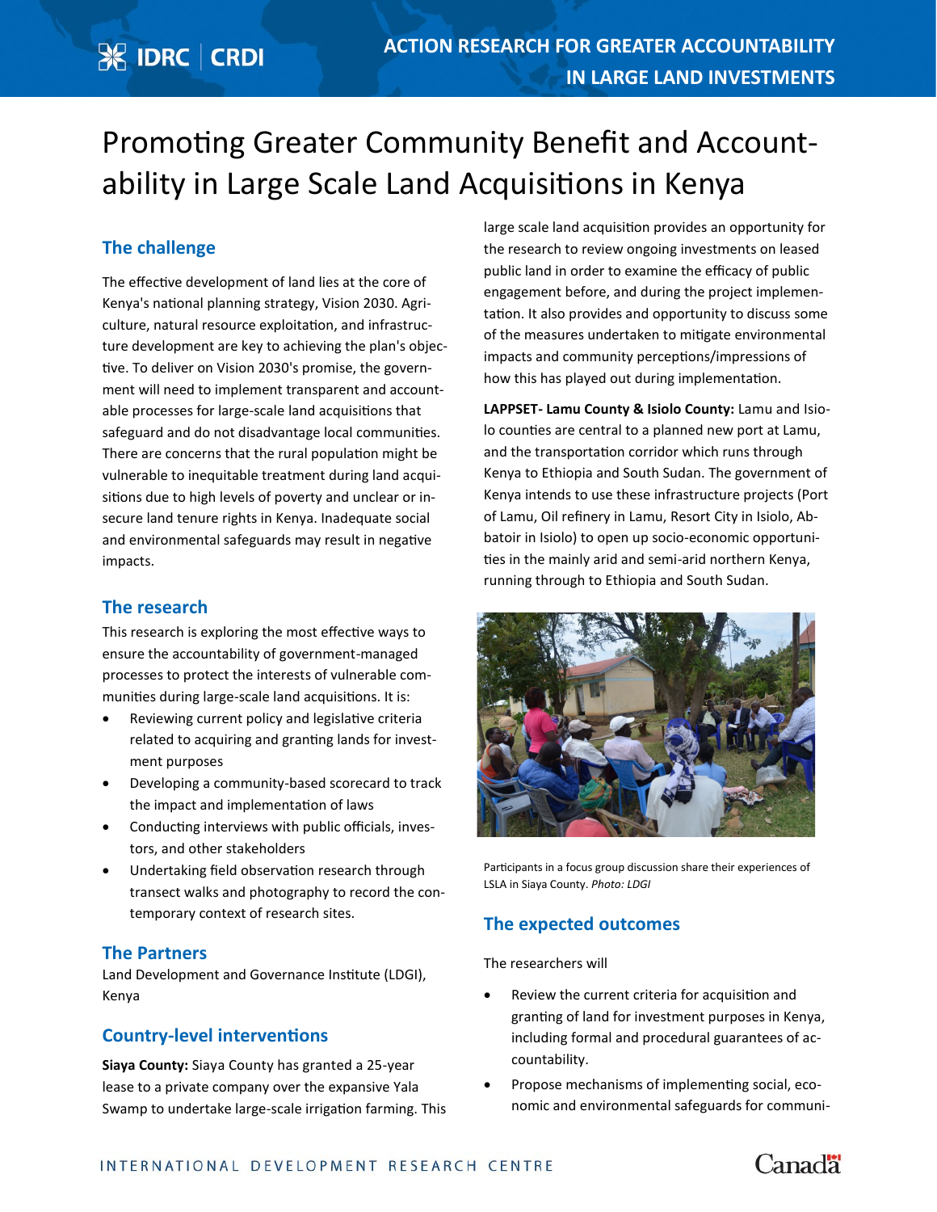# Promoting Greater Community Benefit and Accountability in Large Scale Land Acquisitions in Kenya

## The challenge

The effective development of land lies at the core of Kenya's national planning strategy, Vision 2030. Agriculture, natural resource exploitation, and infrastructure development are key to achieving the plan's objective. To deliver on Vision 2030's promise, the government will need to implement transparent and accountable processes for large-scale land acquisitions that safeguard and do not disadvantage local communities. There are concerns that the rural population might be vulnerable to inequitable treatment during land acquisitions due to high levels of poverty and unclear or insecure land tenure rights in Kenya. Inadequate social and environmental safeguards may result in negative impacts.

## The research

This research is exploring the most effective ways to ensure the accountability of government-managed processes to protect the interests of vulnerable communities during large-scale land acquisitions. It is:

- Reviewing current policy and legislative criteria related to acquiring and granting lands for investment purposes
- Developing a community-based scorecard to track the impact and implementation of laws
- Conducting interviews with public officials, investors, and other stakeholders
- Undertaking field observation research through transect walks and photography to record the contemporary context of research sites.

## The Partners

Land Development and Governance Institute (LDGI), Kenya

## Country-level interventions

**Siaya County:** Siaya County has granted a 25-year lease to a private company over the expansive Yala Swamp to undertake large-scale irrigation farming. This large scale land acquisition provides an opportunity for the research to review ongoing investments on leased public land in order to examine the efficacy of public engagement before, and during the project implementation. It also provides and opportunity to discuss some of the measures undertaken to mitigate environmental impacts and community perceptions/impressions of how this has played out during implementation.

**LAPPSET- Lamu County & Isiolo County:** Lamu and Isiolo counties are central to a planned new port at Lamu, and the transportation corridor which runs through Kenya to Ethiopia and South Sudan. The government of Kenya intends to use these infrastructure projects (Port of Lamu, Oil refinery in Lamu, Resort City in Isiolo, Abbatoir in Isiolo) to open up socio-economic opportunities in the mainly arid and semi-arid northern Kenya, running through to Ethiopia and South Sudan.

Participants in a focus group discussion share their experiences of LSLA in Siaya County. *Photo: LDGI*

## The expected outcomes

The researchers will

- Review the current criteria for acquisition and granting of land for investment purposes in Kenya, including formal and procedural guarantees of accountability.
- Propose mechanisms of implementing social, economic and environmental safeguards for communi-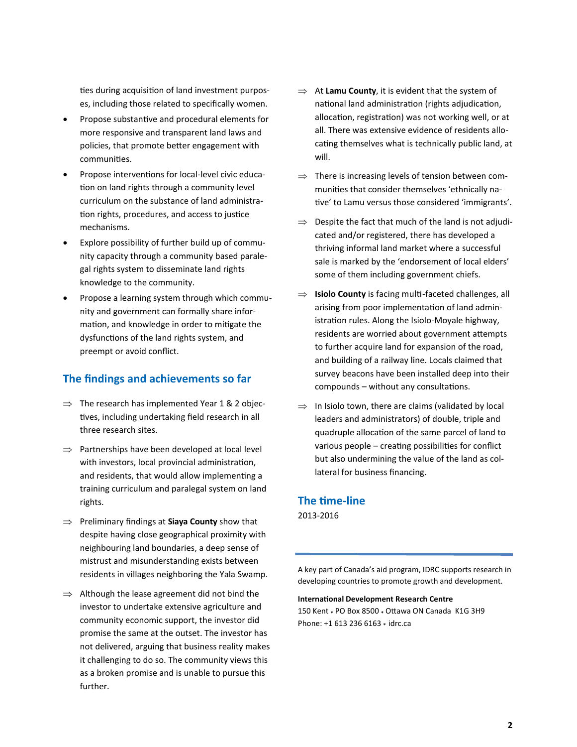ties during acquisition of land investment purposes, including those related to specifically women.

- Propose substantive and procedural elements for more responsive and transparent land laws and policies, that promote better engagement with communities.
- Propose interventions for local-level civic education on land rights through a community level curriculum on the substance of land administration rights, procedures, and access to justice mechanisms.
- Explore possibility of further build up of community capacity through a community based paralegal rights system to disseminate land rights knowledge to the community.
- Propose a learning system through which community and government can formally share information, and knowledge in order to mitigate the dysfunctions of the land rights system, and preempt or avoid conflict.

## The findings and achievements so far

⇒ The research has implemented Year 1 & 2 objectives, including undertaking field research in all three research sites.

⇒ Partnerships have been developed at local level with investors, local provincial administration, and residents, that would allow implementing a training curriculum and paralegal system on land rights.

⇒ Preliminary findings at **Siaya County** show that despite having close geographical proximity with neighbouring land boundaries, a deep sense of mistrust and misunderstanding exists between residents in villages neighboring the Yala Swamp.

⇒ Although the lease agreement did not bind the investor to undertake extensive agriculture and community economic support, the investor did promise the same at the outset. The investor has not delivered, arguing that business reality makes it challenging to do so. The community views this as a broken promise and is unable to pursue this further.

⇒ At **Lamu County**, it is evident that the system of national land administration (rights adjudication, allocation, registration) was not working well, or at all. There was extensive evidence of residents allocating themselves what is technically public land, at will.

⇒ There is increasing levels of tension between communities that consider themselves 'ethnically native' to Lamu versus those considered 'immigrants'.

⇒ Despite the fact that much of the land is not adjudicated and/or registered, there has developed a thriving informal land market where a successful sale is marked by the 'endorsement of local elders' some of them including government chiefs.

⇒ **Isiolo County** is facing multi-faceted challenges, all arising from poor implementation of land administration rules. Along the Isiolo-Moyale highway, residents are worried about government attempts to further acquire land for expansion of the road, and building of a railway line. Locals claimed that survey beacons have been installed deep into their compounds – without any consultations.

⇒ In Isiolo town, there are claims (validated by local leaders and administrators) of double, triple and quadruple allocation of the same parcel of land to various people – creating possibilities for conflict but also undermining the value of the land as collateral for business financing.

## The time-line

2013-2016

---

A key part of Canada's aid program, IDRC supports research in developing countries to promote growth and development.

**International Development Research Centre**
150 Kent • PO Box 8500 • Ottawa ON Canada K1G 3H9
Phone: +1 613 236 6163 • idrc.ca